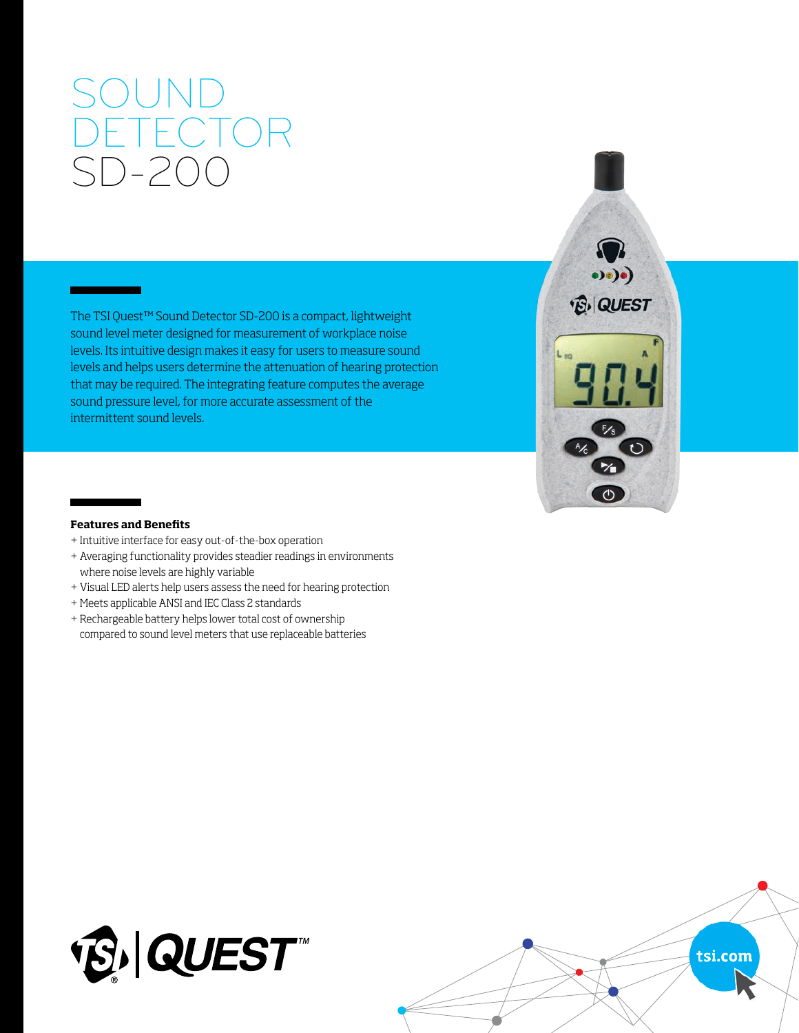# SOUND DETECTOR SD-200

The TSI Quest™ Sound Detector SD-200 is a compact, lightweight sound level meter designed for measurement of workplace noise levels. Its intuitive design makes it easy for users to measure sound levels and helps users determine the attenuation of hearing protection that may be required. The integrating feature computes the average sound pressure level, for more accurate assessment of the intermittent sound levels.

**Features and Benefits**

+ Intuitive interface for easy out-of-the-box operation
+ Averaging functionality provides steadier readings in environments where noise levels are highly variable
+ Visual LED alerts help users assess the need for hearing protection
+ Meets applicable ANSI and IEC Class 2 standards
+ Rechargeable battery helps lower total cost of ownership compared to sound level meters that use replaceable batteries

TSI | QUEST™

tsi.com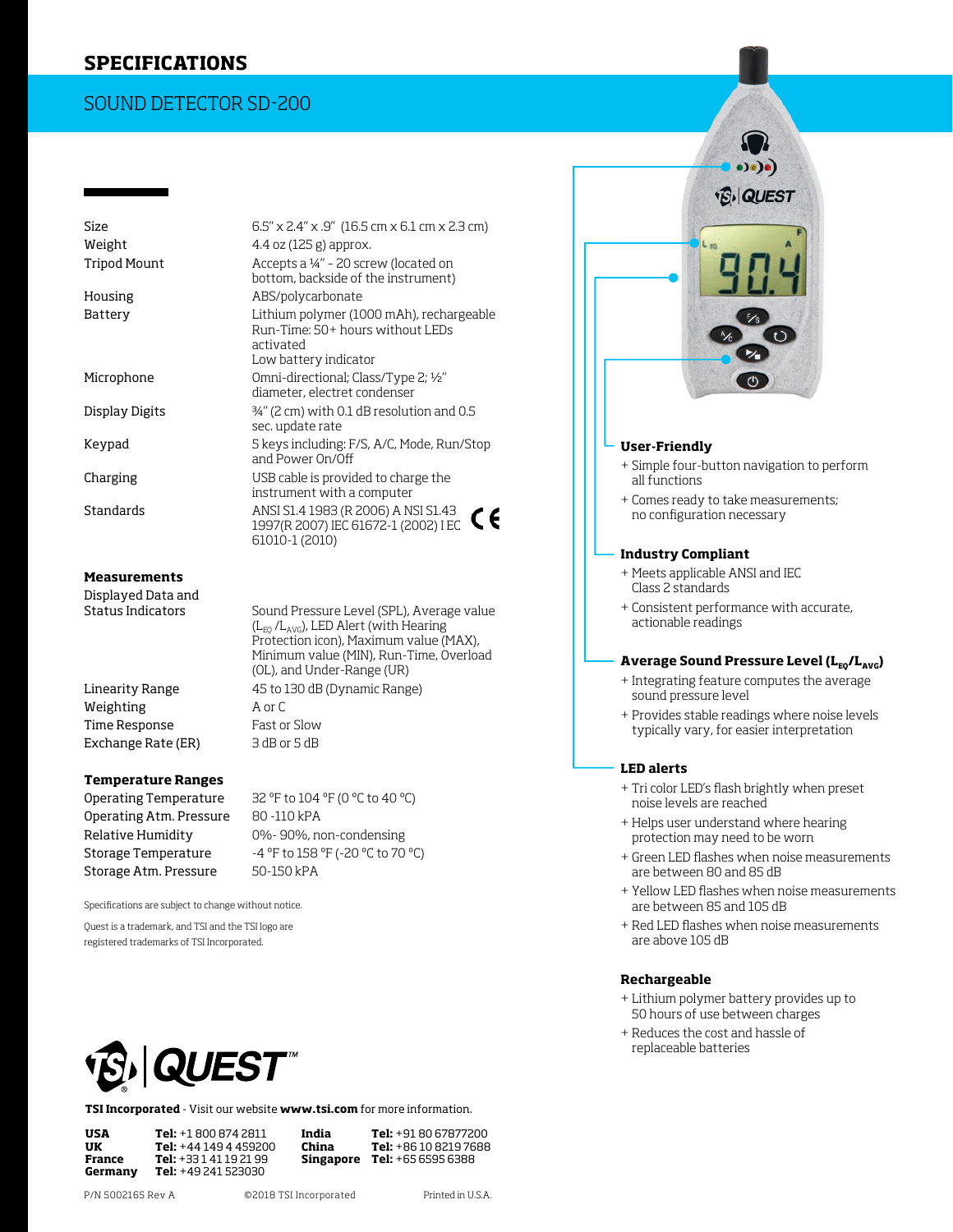## SPECIFICATIONS

### SOUND DETECTOR SD-200

| | |
|---|---|
| Size | 6.5" x 2.4" x .9" (16.5 cm x 6.1 cm x 2.3 cm) |
| Weight | 4.4 oz (125 g) approx. |
| Tripod Mount | Accepts a ¼" – 20 screw (located on bottom, backside of the instrument) |
| Housing | ABS/polycarbonate |
| Battery | Lithium polymer (1000 mAh), rechargeable<br>Run-Time: 50+ hours without LEDs activated<br>Low battery indicator |
| Microphone | Omni-directional; Class/Type 2; ½" diameter, electret condenser |
| Display Digits | ¾" (2 cm) with 0.1 dB resolution and 0.5 sec. update rate |
| Keypad | 5 keys including: F/S, A/C, Mode, Run/Stop and Power On/Off |
| Charging | USB cable is provided to charge the instrument with a computer |
| Standards | ANSI S1.4 1983 (R 2006) A NSI S1.43 1997(R 2007) IEC 61672-1 (2002) I EC 61010-1 (2010) |

**Measurements**

| | |
|---|---|
| Displayed Data and Status Indicators | Sound Pressure Level (SPL), Average value ($L_{EQ}$ /$L_{AVG}$), LED Alert (with Hearing Protection icon), Maximum value (MAX), Minimum value (MIN), Run-Time, Overload (OL), and Under-Range (UR) |
| Linearity Range | 45 to 130 dB (Dynamic Range) |
| Weighting | A or C |
| Time Response | Fast or Slow |
| Exchange Rate (ER) | 3 dB or 5 dB |

**Temperature Ranges**

| | |
|---|---|
| Operating Temperature | 32 °F to 104 °F (0 °C to 40 °C) |
| Operating Atm. Pressure | 80 -110 kPA |
| Relative Humidity | 0%- 90%, non-condensing |
| Storage Temperature | -4 °F to 158 °F (-20 °C to 70 °C) |
| Storage Atm. Pressure | 50-150 kPA |

Specifications are subject to change without notice.

Quest is a trademark, and TSI and the TSI logo are registered trademarks of TSI Incorporated.

**User-Friendly**
- Simple four-button navigation to perform all functions
- Comes ready to take measurements; no configuration necessary

**Industry Compliant**
- Meets applicable ANSI and IEC Class 2 standards
- Consistent performance with accurate, actionable readings

**Average Sound Pressure Level ($L_{EQ}$/$L_{AVG}$)**
- Integrating feature computes the average sound pressure level
- Provides stable readings where noise levels typically vary, for easier interpretation

**LED alerts**
- Tri color LED's flash brightly when preset noise levels are reached
- Helps user understand where hearing protection may need to be worn
- Green LED flashes when noise measurements are between 80 and 85 dB
- Yellow LED flashes when noise measurements are between 85 and 105 dB
- Red LED flashes when noise measurements are above 105 dB

**Rechargeable**
- Lithium polymer battery provides up to 50 hours of use between charges
- Reduces the cost and hassle of replaceable batteries

**TSI Incorporated** - Visit our website **www.tsi.com** for more information.

| | | | |
|---|---|---|---|
| **USA** | **Tel:** +1 800 874 2811 | **India** | **Tel:** +91 80 67877200 |
| **UK** | **Tel:** +44 149 4 459200 | **China** | **Tel:** +86 10 8219 7688 |
| **France** | **Tel:** +33 1 41 19 21 99 | **Singapore** | **Tel:** +65 6595 6388 |
| **Germany** | **Tel:** +49 241 523030 | | |

P/N 5002165 Rev A ©2018 TSI Incorporated Printed in U.S.A.